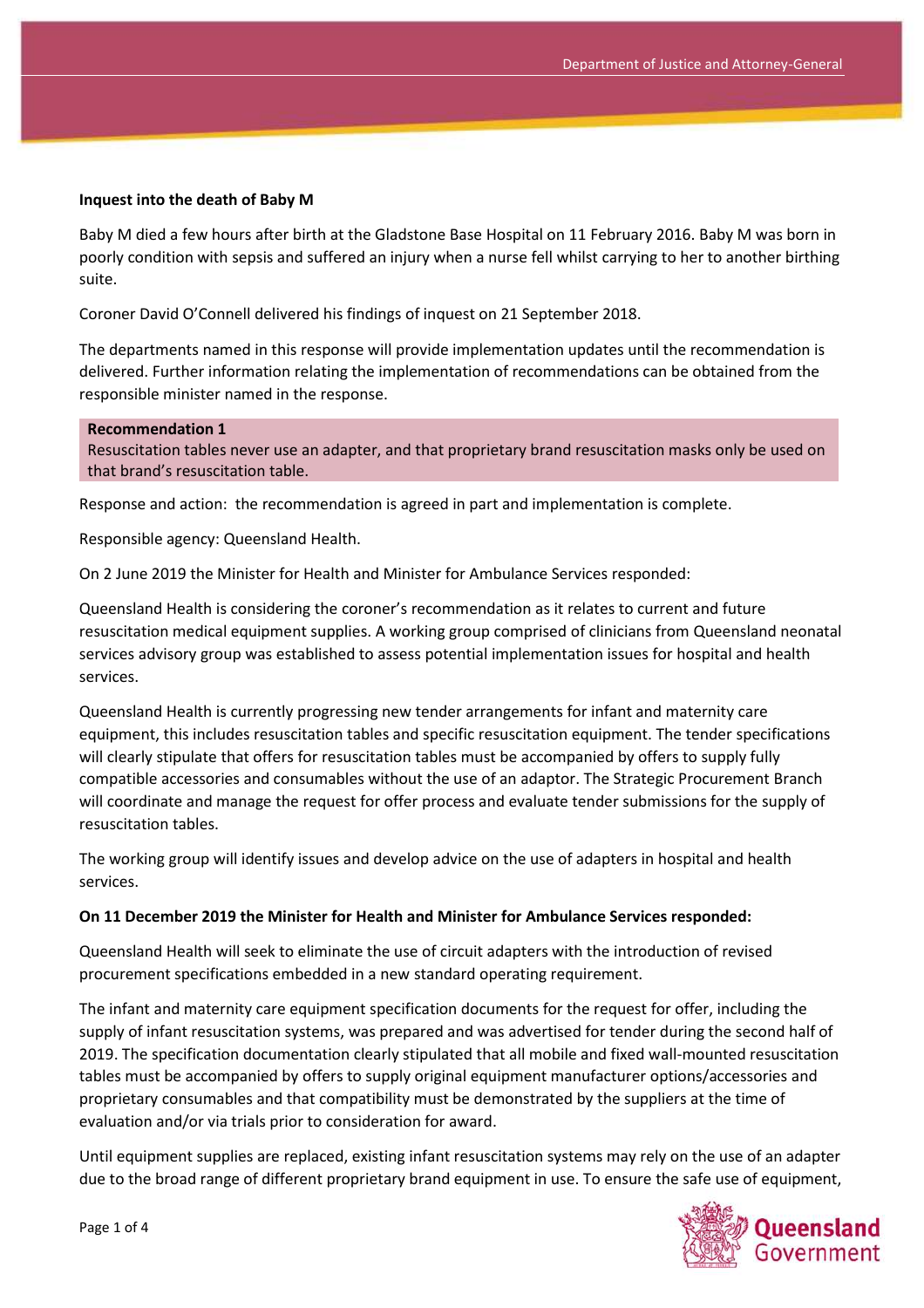**Inquest into the death of Baby M**

Baby M died a few hours after birth at the Gladstone Base Hospital on 11 February 2016. Baby M was born in poorly condition with sepsis and suffered an injury when a nurse fell whilst carrying to her to another birthing suite.

Coroner David O'Connell delivered his findings of inquest on 21 September 2018.

The departments named in this response will provide implementation updates until the recommendation is delivered. Further information relating the implementation of recommendations can be obtained from the responsible minister named in the response.

**Recommendation 1**
Resuscitation tables never use an adapter, and that proprietary brand resuscitation masks only be used on that brand's resuscitation table.

Response and action: the recommendation is agreed in part and implementation is complete.

Responsible agency: Queensland Health.

On 2 June 2019 the Minister for Health and Minister for Ambulance Services responded:

Queensland Health is considering the coroner's recommendation as it relates to current and future resuscitation medical equipment supplies. A working group comprised of clinicians from Queensland neonatal services advisory group was established to assess potential implementation issues for hospital and health services.

Queensland Health is currently progressing new tender arrangements for infant and maternity care equipment, this includes resuscitation tables and specific resuscitation equipment. The tender specifications will clearly stipulate that offers for resuscitation tables must be accompanied by offers to supply fully compatible accessories and consumables without the use of an adaptor. The Strategic Procurement Branch will coordinate and manage the request for offer process and evaluate tender submissions for the supply of resuscitation tables.

The working group will identify issues and develop advice on the use of adapters in hospital and health services.

**On 11 December 2019 the Minister for Health and Minister for Ambulance Services responded:**

Queensland Health will seek to eliminate the use of circuit adapters with the introduction of revised procurement specifications embedded in a new standard operating requirement.

The infant and maternity care equipment specification documents for the request for offer, including the supply of infant resuscitation systems, was prepared and was advertised for tender during the second half of 2019. The specification documentation clearly stipulated that all mobile and fixed wall-mounted resuscitation tables must be accompanied by offers to supply original equipment manufacturer options/accessories and proprietary consumables and that compatibility must be demonstrated by the suppliers at the time of evaluation and/or via trials prior to consideration for award.

Until equipment supplies are replaced, existing infant resuscitation systems may rely on the use of an adapter due to the broad range of different proprietary brand equipment in use. To ensure the safe use of equipment,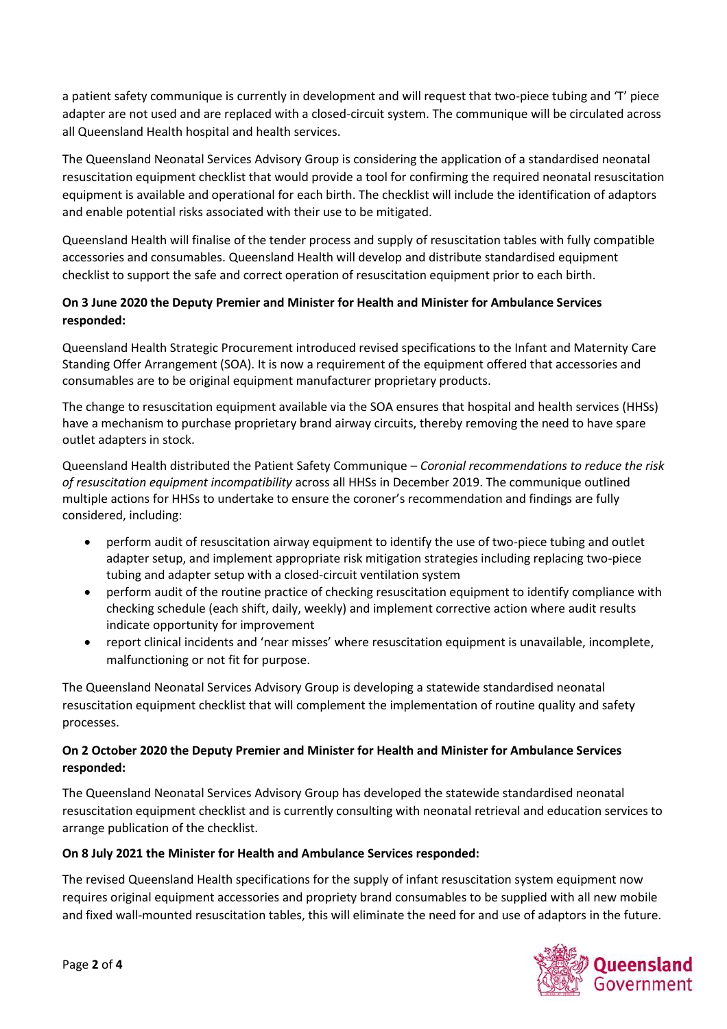a patient safety communique is currently in development and will request that two-piece tubing and 'T' piece adapter are not used and are replaced with a closed-circuit system. The communique will be circulated across all Queensland Health hospital and health services.

The Queensland Neonatal Services Advisory Group is considering the application of a standardised neonatal resuscitation equipment checklist that would provide a tool for confirming the required neonatal resuscitation equipment is available and operational for each birth. The checklist will include the identification of adaptors and enable potential risks associated with their use to be mitigated.

Queensland Health will finalise of the tender process and supply of resuscitation tables with fully compatible accessories and consumables. Queensland Health will develop and distribute standardised equipment checklist to support the safe and correct operation of resuscitation equipment prior to each birth.

**On 3 June 2020 the Deputy Premier and Minister for Health and Minister for Ambulance Services responded:**

Queensland Health Strategic Procurement introduced revised specifications to the Infant and Maternity Care Standing Offer Arrangement (SOA). It is now a requirement of the equipment offered that accessories and consumables are to be original equipment manufacturer proprietary products.

The change to resuscitation equipment available via the SOA ensures that hospital and health services (HHSs) have a mechanism to purchase proprietary brand airway circuits, thereby removing the need to have spare outlet adapters in stock.

Queensland Health distributed the Patient Safety Communique – *Coronial recommendations to reduce the risk of resuscitation equipment incompatibility* across all HHSs in December 2019. The communique outlined multiple actions for HHSs to undertake to ensure the coroner's recommendation and findings are fully considered, including:

- perform audit of resuscitation airway equipment to identify the use of two-piece tubing and outlet adapter setup, and implement appropriate risk mitigation strategies including replacing two-piece tubing and adapter setup with a closed-circuit ventilation system
- perform audit of the routine practice of checking resuscitation equipment to identify compliance with checking schedule (each shift, daily, weekly) and implement corrective action where audit results indicate opportunity for improvement
- report clinical incidents and 'near misses' where resuscitation equipment is unavailable, incomplete, malfunctioning or not fit for purpose.

The Queensland Neonatal Services Advisory Group is developing a statewide standardised neonatal resuscitation equipment checklist that will complement the implementation of routine quality and safety processes.

**On 2 October 2020 the Deputy Premier and Minister for Health and Minister for Ambulance Services responded:**

The Queensland Neonatal Services Advisory Group has developed the statewide standardised neonatal resuscitation equipment checklist and is currently consulting with neonatal retrieval and education services to arrange publication of the checklist.

**On 8 July 2021 the Minister for Health and Ambulance Services responded:**

The revised Queensland Health specifications for the supply of infant resuscitation system equipment now requires original equipment accessories and propriety brand consumables to be supplied with all new mobile and fixed wall-mounted resuscitation tables, this will eliminate the need for and use of adaptors in the future.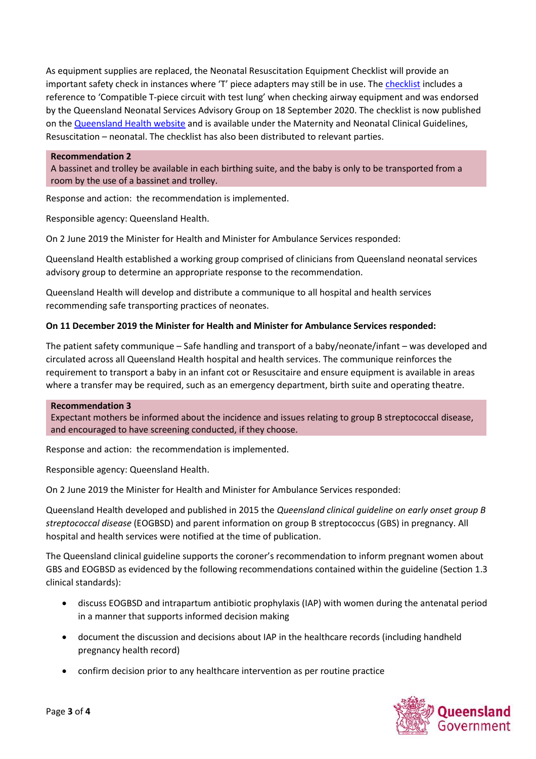As equipment supplies are replaced, the Neonatal Resuscitation Equipment Checklist will provide an important safety check in instances where 'T' piece adapters may still be in use. The checklist includes a reference to 'Compatible T-piece circuit with test lung' when checking airway equipment and was endorsed by the Queensland Neonatal Services Advisory Group on 18 September 2020. The checklist is now published on the Queensland Health website and is available under the Maternity and Neonatal Clinical Guidelines, Resuscitation – neonatal. The checklist has also been distributed to relevant parties.

**Recommendation 2**
A bassinet and trolley be available in each birthing suite, and the baby is only to be transported from a room by the use of a bassinet and trolley.

Response and action: the recommendation is implemented.

Responsible agency: Queensland Health.

On 2 June 2019 the Minister for Health and Minister for Ambulance Services responded:

Queensland Health established a working group comprised of clinicians from Queensland neonatal services advisory group to determine an appropriate response to the recommendation.

Queensland Health will develop and distribute a communique to all hospital and health services recommending safe transporting practices of neonates.

**On 11 December 2019 the Minister for Health and Minister for Ambulance Services responded:**

The patient safety communique – Safe handling and transport of a baby/neonate/infant – was developed and circulated across all Queensland Health hospital and health services. The communique reinforces the requirement to transport a baby in an infant cot or Resuscitaire and ensure equipment is available in areas where a transfer may be required, such as an emergency department, birth suite and operating theatre.

**Recommendation 3**
Expectant mothers be informed about the incidence and issues relating to group B streptococcal disease, and encouraged to have screening conducted, if they choose.

Response and action: the recommendation is implemented.

Responsible agency: Queensland Health.

On 2 June 2019 the Minister for Health and Minister for Ambulance Services responded:

Queensland Health developed and published in 2015 the *Queensland clinical guideline on early onset group B streptococcal disease* (EOGBSD) and parent information on group B streptococcus (GBS) in pregnancy. All hospital and health services were notified at the time of publication.

The Queensland clinical guideline supports the coroner's recommendation to inform pregnant women about GBS and EOGBSD as evidenced by the following recommendations contained within the guideline (Section 1.3 clinical standards):

- discuss EOGBSD and intrapartum antibiotic prophylaxis (IAP) with women during the antenatal period in a manner that supports informed decision making
- document the discussion and decisions about IAP in the healthcare records (including handheld pregnancy health record)
- confirm decision prior to any healthcare intervention as per routine practice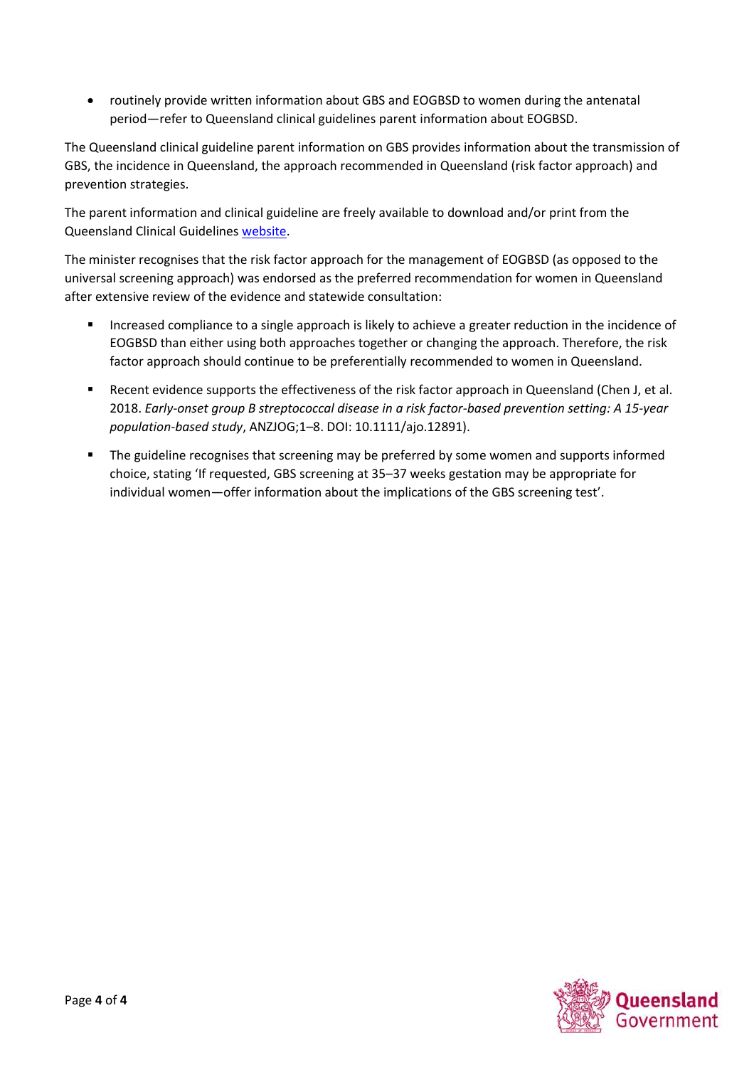- routinely provide written information about GBS and EOGBSD to women during the antenatal period—refer to Queensland clinical guidelines parent information about EOGBSD.

The Queensland clinical guideline parent information on GBS provides information about the transmission of GBS, the incidence in Queensland, the approach recommended in Queensland (risk factor approach) and prevention strategies.

The parent information and clinical guideline are freely available to download and/or print from the Queensland Clinical Guidelines website.

The minister recognises that the risk factor approach for the management of EOGBSD (as opposed to the universal screening approach) was endorsed as the preferred recommendation for women in Queensland after extensive review of the evidence and statewide consultation:

- Increased compliance to a single approach is likely to achieve a greater reduction in the incidence of EOGBSD than either using both approaches together or changing the approach. Therefore, the risk factor approach should continue to be preferentially recommended to women in Queensland.
- Recent evidence supports the effectiveness of the risk factor approach in Queensland (Chen J, et al. 2018. *Early-onset group B streptococcal disease in a risk factor-based prevention setting: A 15-year population-based study*, ANZJOG;1–8. DOI: 10.1111/ajo.12891).
- The guideline recognises that screening may be preferred by some women and supports informed choice, stating 'If requested, GBS screening at 35–37 weeks gestation may be appropriate for individual women—offer information about the implications of the GBS screening test'.